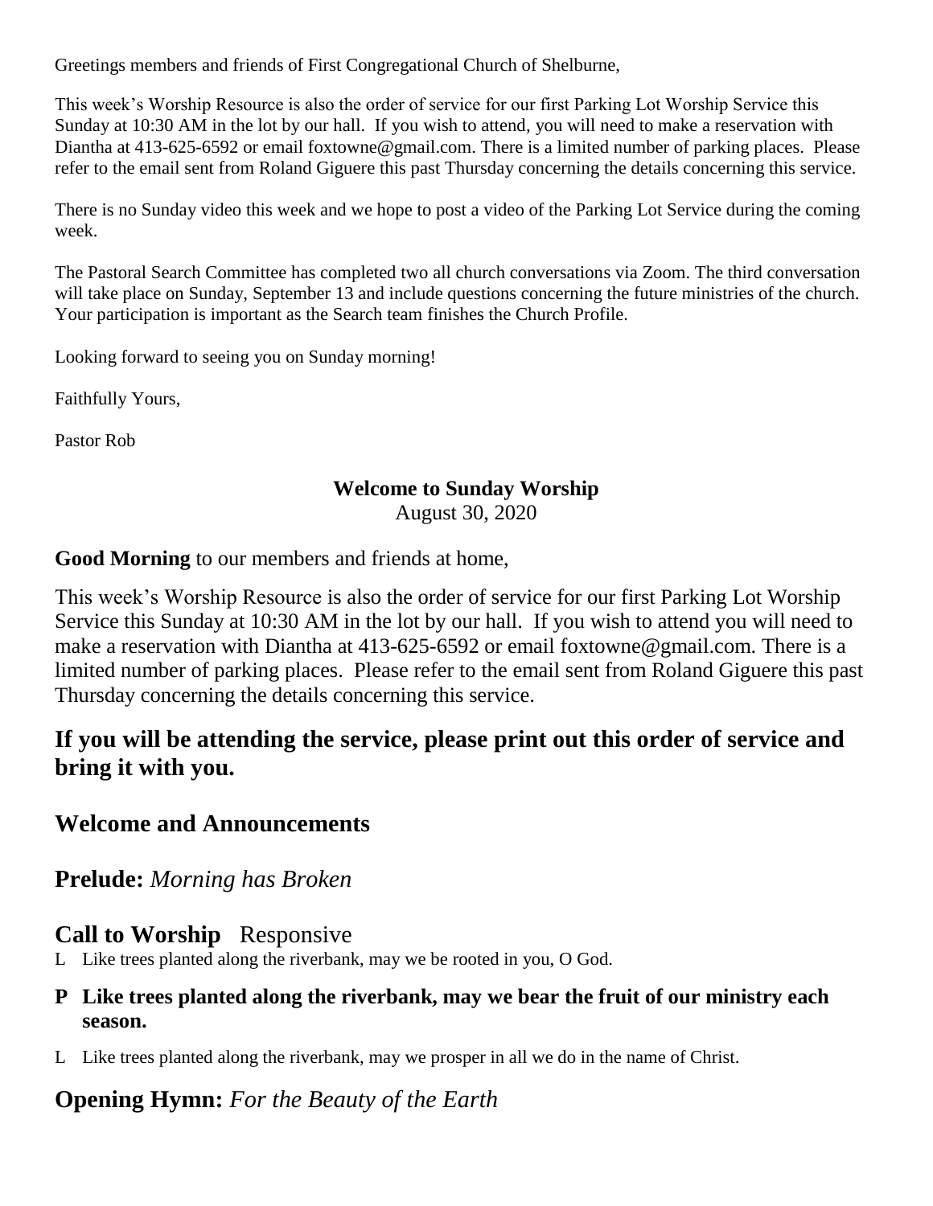Greetings members and friends of First Congregational Church of Shelburne,

This week's Worship Resource is also the order of service for our first Parking Lot Worship Service this Sunday at 10:30 AM in the lot by our hall. If you wish to attend, you will need to make a reservation with Diantha at 413-625-6592 or email foxtowne@gmail.com. There is a limited number of parking places. Please refer to the email sent from Roland Giguere this past Thursday concerning the details concerning this service.

There is no Sunday video this week and we hope to post a video of the Parking Lot Service during the coming week.

The Pastoral Search Committee has completed two all church conversations via Zoom. The third conversation will take place on Sunday, September 13 and include questions concerning the future ministries of the church. Your participation is important as the Search team finishes the Church Profile.

Looking forward to seeing you on Sunday morning!

Faithfully Yours,

Pastor Rob

**Welcome to Sunday Worship**
August 30, 2020

**Good Morning** to our members and friends at home,

This week's Worship Resource is also the order of service for our first Parking Lot Worship Service this Sunday at 10:30 AM in the lot by our hall. If you wish to attend you will need to make a reservation with Diantha at 413-625-6592 or email foxtowne@gmail.com. There is a limited number of parking places. Please refer to the email sent from Roland Giguere this past Thursday concerning the details concerning this service.

## If you will be attending the service, please print out this order of service and bring it with you.

## Welcome and Announcements

## Prelude: *Morning has Broken*

## Call to Worship Responsive

L Like trees planted along the riverbank, may we be rooted in you, O God.

**P Like trees planted along the riverbank, may we bear the fruit of our ministry each season.**

L Like trees planted along the riverbank, may we prosper in all we do in the name of Christ.

## Opening Hymn: *For the Beauty of the Earth*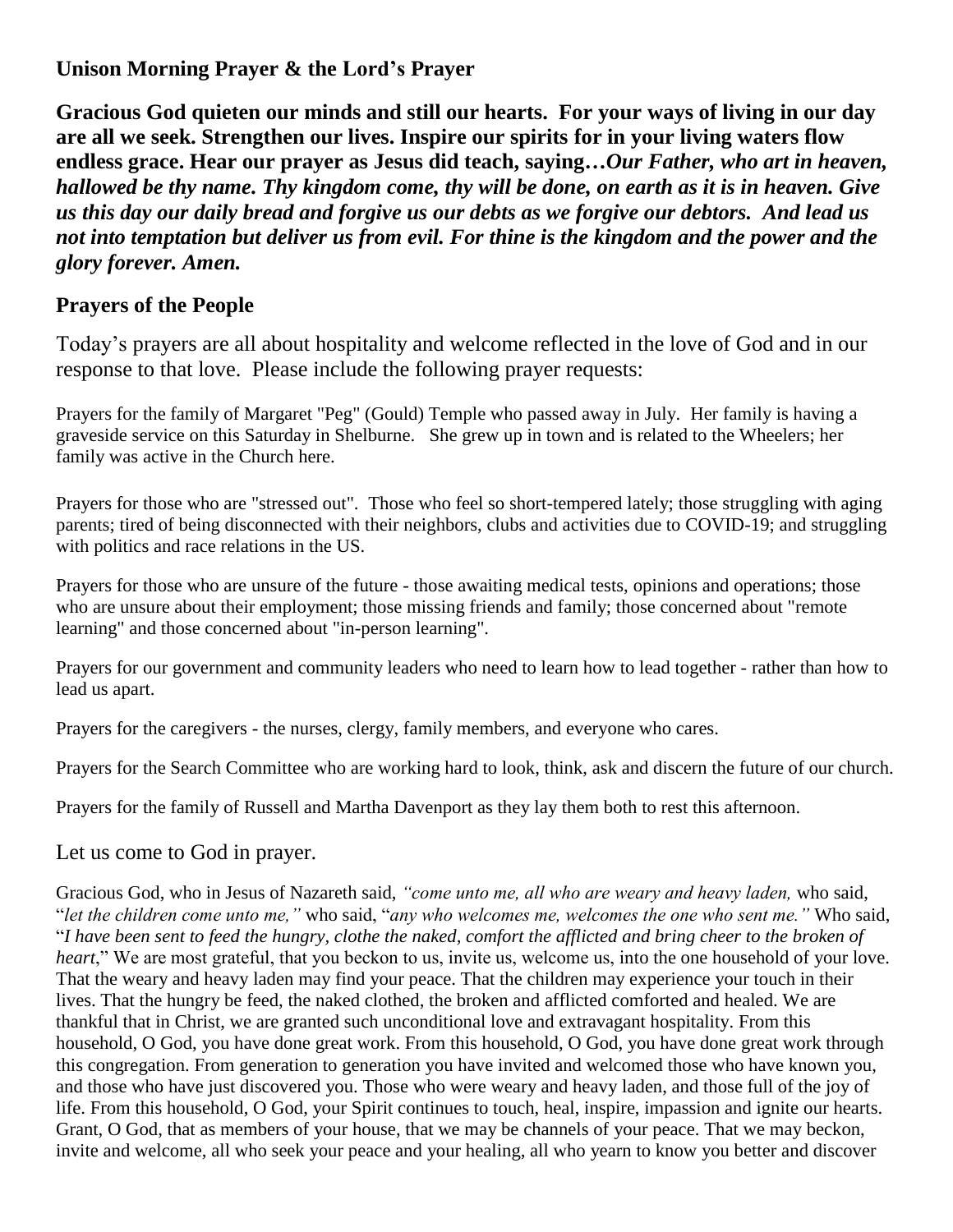### Unison Morning Prayer & the Lord's Prayer

**Gracious God quieten our minds and still our hearts. For your ways of living in our day are all we seek. Strengthen our lives. Inspire our spirits for in your living waters flow endless grace. Hear our prayer as Jesus did teach, saying…*Our Father, who art in heaven, hallowed be thy name. Thy kingdom come, thy will be done, on earth as it is in heaven. Give us this day our daily bread and forgive us our debts as we forgive our debtors. And lead us not into temptation but deliver us from evil. For thine is the kingdom and the power and the glory forever. Amen.***

## Prayers of the People

Today's prayers are all about hospitality and welcome reflected in the love of God and in our response to that love. Please include the following prayer requests:

Prayers for the family of Margaret "Peg" (Gould) Temple who passed away in July. Her family is having a graveside service on this Saturday in Shelburne. She grew up in town and is related to the Wheelers; her family was active in the Church here.

Prayers for those who are "stressed out". Those who feel so short-tempered lately; those struggling with aging parents; tired of being disconnected with their neighbors, clubs and activities due to COVID-19; and struggling with politics and race relations in the US.

Prayers for those who are unsure of the future - those awaiting medical tests, opinions and operations; those who are unsure about their employment; those missing friends and family; those concerned about "remote learning" and those concerned about "in-person learning".

Prayers for our government and community leaders who need to learn how to lead together - rather than how to lead us apart.

Prayers for the caregivers - the nurses, clergy, family members, and everyone who cares.

Prayers for the Search Committee who are working hard to look, think, ask and discern the future of our church.

Prayers for the family of Russell and Martha Davenport as they lay them both to rest this afternoon.

Let us come to God in prayer.

Gracious God, who in Jesus of Nazareth said, *"come unto me, all who are weary and heavy laden,* who said, "*let the children come unto me,"* who said, "*any who welcomes me, welcomes the one who sent me."* Who said, "*I have been sent to feed the hungry, clothe the naked, comfort the afflicted and bring cheer to the broken of heart*," We are most grateful, that you beckon to us, invite us, welcome us, into the one household of your love. That the weary and heavy laden may find your peace. That the children may experience your touch in their lives. That the hungry be feed, the naked clothed, the broken and afflicted comforted and healed. We are thankful that in Christ, we are granted such unconditional love and extravagant hospitality. From this household, O God, you have done great work. From this household, O God, you have done great work through this congregation. From generation to generation you have invited and welcomed those who have known you, and those who have just discovered you. Those who were weary and heavy laden, and those full of the joy of life. From this household, O God, your Spirit continues to touch, heal, inspire, impassion and ignite our hearts. Grant, O God, that as members of your house, that we may be channels of your peace. That we may beckon, invite and welcome, all who seek your peace and your healing, all who yearn to know you better and discover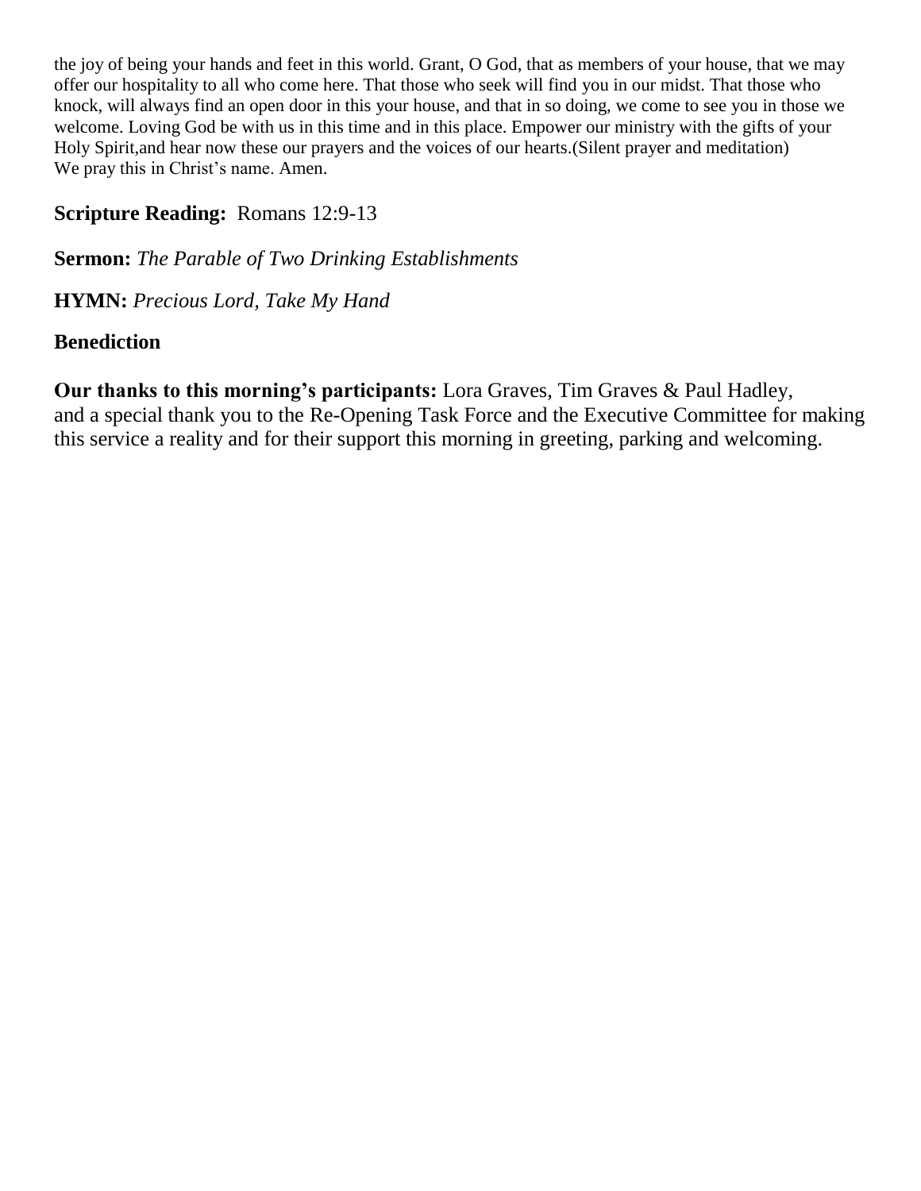the joy of being your hands and feet in this world. Grant, O God, that as members of your house, that we may offer our hospitality to all who come here. That those who seek will find you in our midst. That those who knock, will always find an open door in this your house, and that in so doing, we come to see you in those we welcome. Loving God be with us in this time and in this place. Empower our ministry with the gifts of your Holy Spirit,and hear now these our prayers and the voices of our hearts.(Silent prayer and meditation)
We pray this in Christ's name. Amen.

**Scripture Reading:** Romans 12:9-13

**Sermon:** *The Parable of Two Drinking Establishments*

**HYMN:** *Precious Lord, Take My Hand*

**Benediction**

**Our thanks to this morning's participants:** Lora Graves, Tim Graves & Paul Hadley, and a special thank you to the Re-Opening Task Force and the Executive Committee for making this service a reality and for their support this morning in greeting, parking and welcoming.